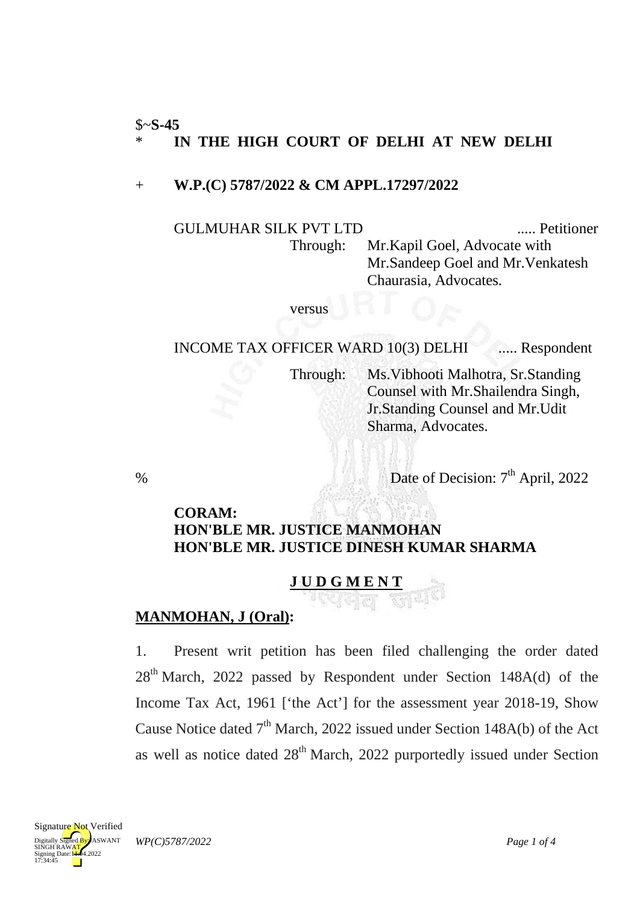$~**S-45**

\* **IN THE HIGH COURT OF DELHI AT NEW DELHI**

\+ **W.P.(C) 5787/2022 & CM APPL.17297/2022**

GULMUHAR SILK PVT LTD ..... Petitioner

Through: Mr.Kapil Goel, Advocate with Mr.Sandeep Goel and Mr.Venkatesh Chaurasia, Advocates.

versus

INCOME TAX OFFICER WARD 10(3) DELHI ..... Respondent

Through: Ms.Vibhooti Malhotra, Sr.Standing Counsel with Mr.Shailendra Singh, Jr.Standing Counsel and Mr.Udit Sharma, Advocates.

% Date of Decision: 7th April, 2022

**CORAM:**
**HON'BLE MR. JUSTICE MANMOHAN**
**HON'BLE MR. JUSTICE DINESH KUMAR SHARMA**

**J U D G M E N T**

**MANMOHAN, J (Oral):**

1. Present writ petition has been filed challenging the order dated 28th March, 2022 passed by Respondent under Section 148A(d) of the Income Tax Act, 1961 ['the Act'] for the assessment year 2018-19, Show Cause Notice dated 7th March, 2022 issued under Section 148A(b) of the Act as well as notice dated 28th March, 2022 purportedly issued under Section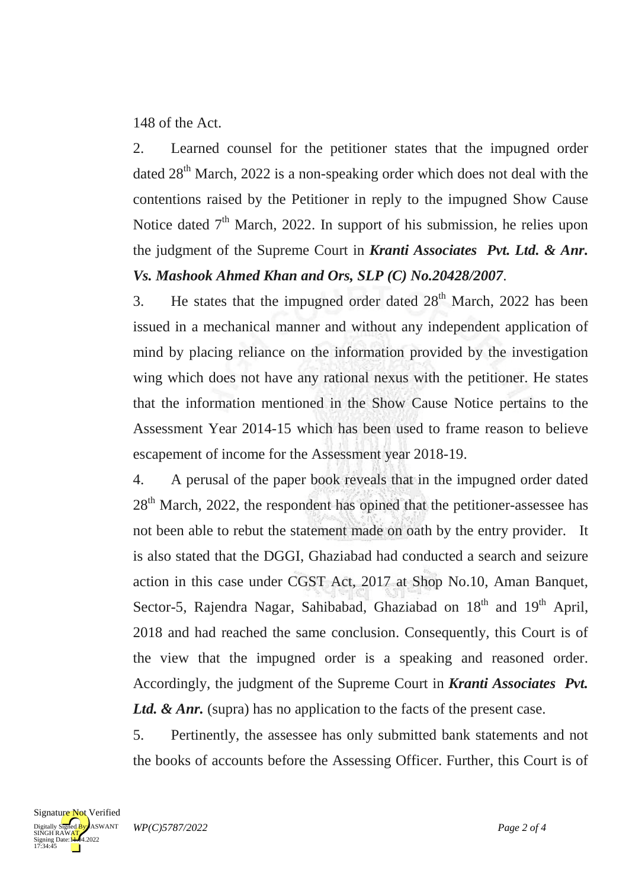148 of the Act.

2. Learned counsel for the petitioner states that the impugned order dated 28th March, 2022 is a non-speaking order which does not deal with the contentions raised by the Petitioner in reply to the impugned Show Cause Notice dated 7th March, 2022. In support of his submission, he relies upon the judgment of the Supreme Court in ***Kranti Associates Pvt. Ltd. & Anr. Vs. Mashook Ahmed Khan and Ors, SLP (C) No.20428/2007***.

3. He states that the impugned order dated 28th March, 2022 has been issued in a mechanical manner and without any independent application of mind by placing reliance on the information provided by the investigation wing which does not have any rational nexus with the petitioner. He states that the information mentioned in the Show Cause Notice pertains to the Assessment Year 2014-15 which has been used to frame reason to believe escapement of income for the Assessment year 2018-19.

4. A perusal of the paper book reveals that in the impugned order dated 28th March, 2022, the respondent has opined that the petitioner-assessee has not been able to rebut the statement made on oath by the entry provider. It is also stated that the DGGI, Ghaziabad had conducted a search and seizure action in this case under CGST Act, 2017 at Shop No.10, Aman Banquet, Sector-5, Rajendra Nagar, Sahibabad, Ghaziabad on 18th and 19th April, 2018 and had reached the same conclusion. Consequently, this Court is of the view that the impugned order is a speaking and reasoned order. Accordingly, the judgment of the Supreme Court in ***Kranti Associates Pvt. Ltd. & Anr.*** (supra) has no application to the facts of the present case.

5. Pertinently, the assessee has only submitted bank statements and not the books of accounts before the Assessing Officer. Further, this Court is of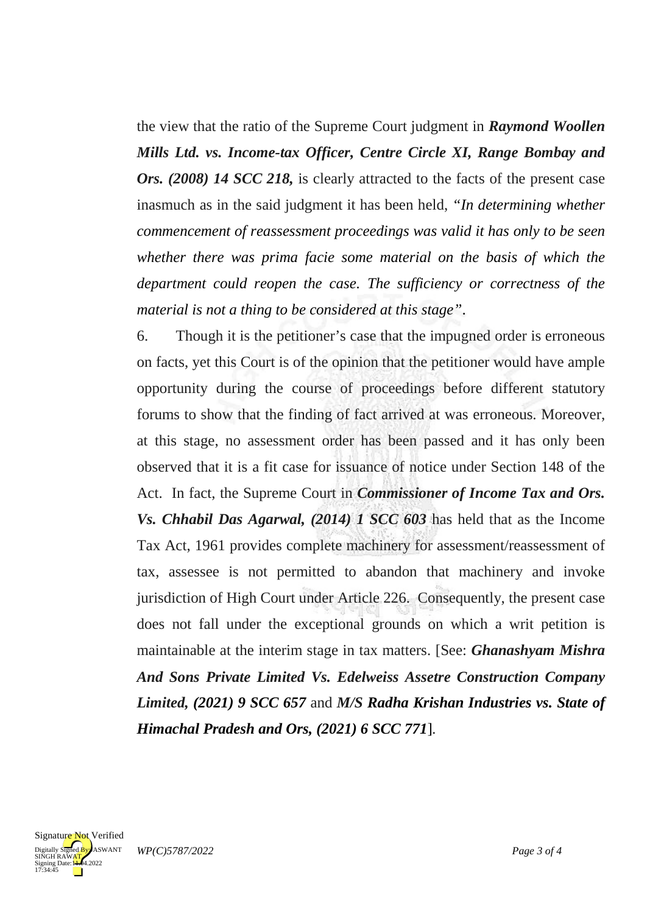the view that the ratio of the Supreme Court judgment in ***Raymond Woollen Mills Ltd. vs. Income-tax Officer, Centre Circle XI, Range Bombay and Ors. (2008) 14 SCC 218,*** is clearly attracted to the facts of the present case inasmuch as in the said judgment it has been held, "*In determining whether commencement of reassessment proceedings was valid it has only to be seen whether there was prima facie some material on the basis of which the department could reopen the case. The sufficiency or correctness of the material is not a thing to be considered at this stage*".

6. Though it is the petitioner's case that the impugned order is erroneous on facts, yet this Court is of the opinion that the petitioner would have ample opportunity during the course of proceedings before different statutory forums to show that the finding of fact arrived at was erroneous. Moreover, at this stage, no assessment order has been passed and it has only been observed that it is a fit case for issuance of notice under Section 148 of the Act. In fact, the Supreme Court in ***Commissioner of Income Tax and Ors. Vs. Chhabil Das Agarwal, (2014) 1 SCC 603*** has held that as the Income Tax Act, 1961 provides complete machinery for assessment/reassessment of tax, assessee is not permitted to abandon that machinery and invoke jurisdiction of High Court under Article 226. Consequently, the present case does not fall under the exceptional grounds on which a writ petition is maintainable at the interim stage in tax matters. [See: ***Ghanashyam Mishra And Sons Private Limited Vs. Edelweiss Assetre Construction Company Limited, (2021) 9 SCC 657*** and ***M/S Radha Krishan Industries vs. State of Himachal Pradesh and Ors, (2021) 6 SCC 771***].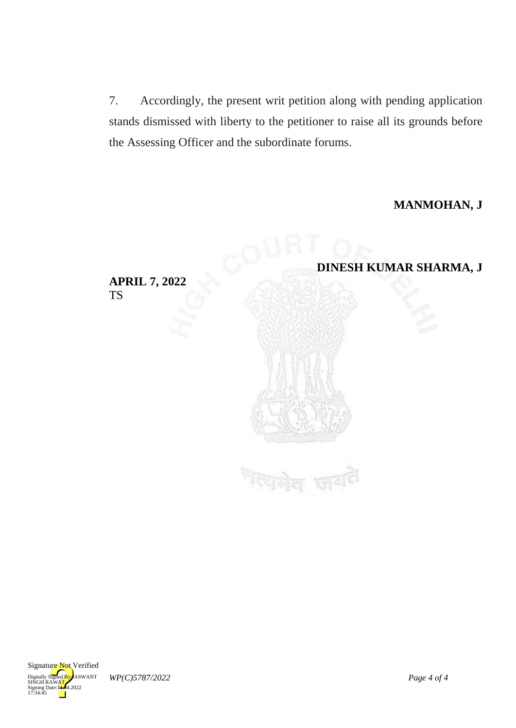7. Accordingly, the present writ petition along with pending application stands dismissed with liberty to the petitioner to raise all its grounds before the Assessing Officer and the subordinate forums.

**MANMOHAN, J**

**DINESH KUMAR SHARMA, J**

**APRIL 7, 2022**
TS